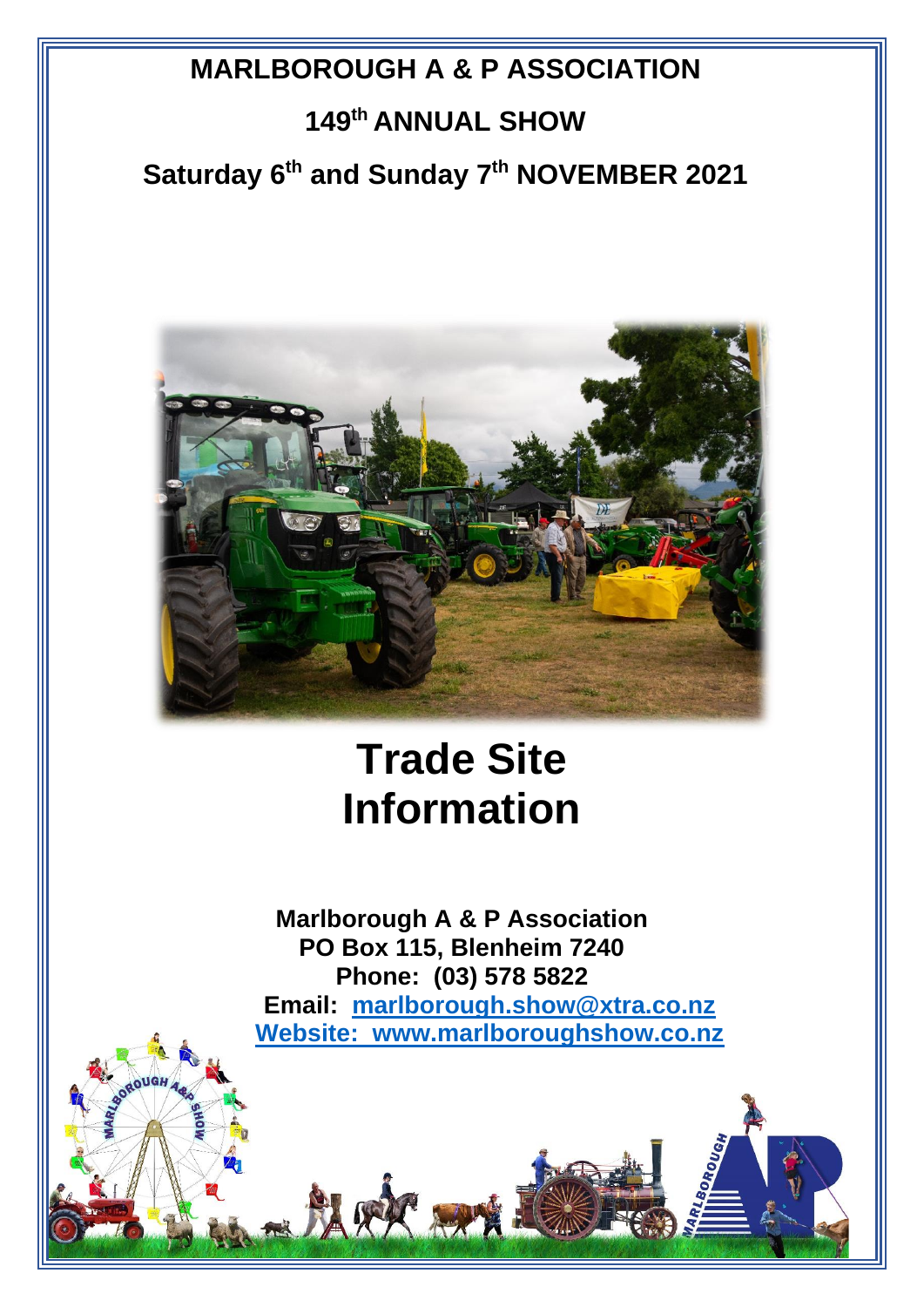# MARLBOROUGH A & P ASSOCIATION

## 149th ANNUAL SHOW

## Saturday 6th and Sunday 7th NOVEMBER 2021

# Trade Site Information

**Marlborough A & P Association**
**PO Box 115, Blenheim 7240**
**Phone: (03) 578 5822**
**Email: marlborough.show@xtra.co.nz**
**Website: www.marlboroughshow.co.nz**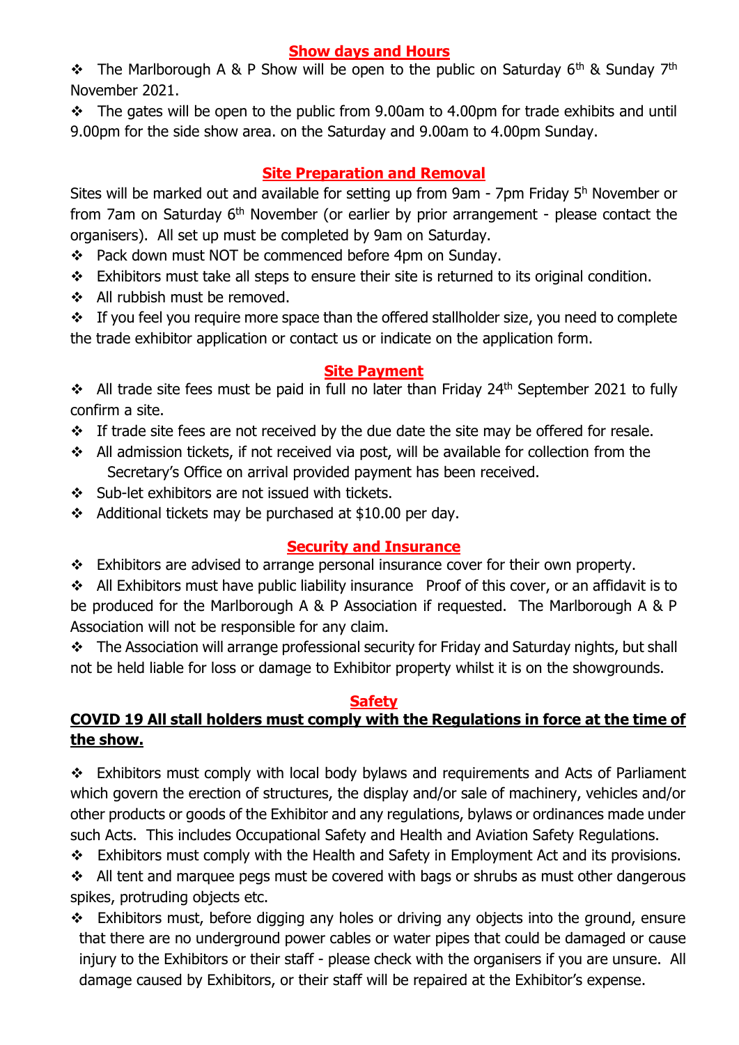## Show days and Hours

- The Marlborough A & P Show will be open to the public on Saturday 6th & Sunday 7th November 2021.
- The gates will be open to the public from 9.00am to 4.00pm for trade exhibits and until 9.00pm for the side show area. on the Saturday and 9.00am to 4.00pm Sunday.

## Site Preparation and Removal

Sites will be marked out and available for setting up from 9am - 7pm Friday 5h November or from 7am on Saturday 6th November (or earlier by prior arrangement - please contact the organisers). All set up must be completed by 9am on Saturday.

- Pack down must NOT be commenced before 4pm on Sunday.
- Exhibitors must take all steps to ensure their site is returned to its original condition.
- All rubbish must be removed.
- If you feel you require more space than the offered stallholder size, you need to complete the trade exhibitor application or contact us or indicate on the application form.

## Site Payment

- All trade site fees must be paid in full no later than Friday 24th September 2021 to fully confirm a site.
- If trade site fees are not received by the due date the site may be offered for resale.
- All admission tickets, if not received via post, will be available for collection from the Secretary's Office on arrival provided payment has been received.
- Sub-let exhibitors are not issued with tickets.
- Additional tickets may be purchased at $10.00 per day.

## Security and Insurance

- Exhibitors are advised to arrange personal insurance cover for their own property.
- All Exhibitors must have public liability insurance Proof of this cover, or an affidavit is to be produced for the Marlborough A & P Association if requested. The Marlborough A & P Association will not be responsible for any claim.
- The Association will arrange professional security for Friday and Saturday nights, but shall not be held liable for loss or damage to Exhibitor property whilst it is on the showgrounds.

## Safety

**COVID 19 All stall holders must comply with the Regulations in force at the time of the show.**

- Exhibitors must comply with local body bylaws and requirements and Acts of Parliament which govern the erection of structures, the display and/or sale of machinery, vehicles and/or other products or goods of the Exhibitor and any regulations, bylaws or ordinances made under such Acts. This includes Occupational Safety and Health and Aviation Safety Regulations.
- Exhibitors must comply with the Health and Safety in Employment Act and its provisions.
- All tent and marquee pegs must be covered with bags or shrubs as must other dangerous spikes, protruding objects etc.
- Exhibitors must, before digging any holes or driving any objects into the ground, ensure that there are no underground power cables or water pipes that could be damaged or cause injury to the Exhibitors or their staff - please check with the organisers if you are unsure. All damage caused by Exhibitors, or their staff will be repaired at the Exhibitor's expense.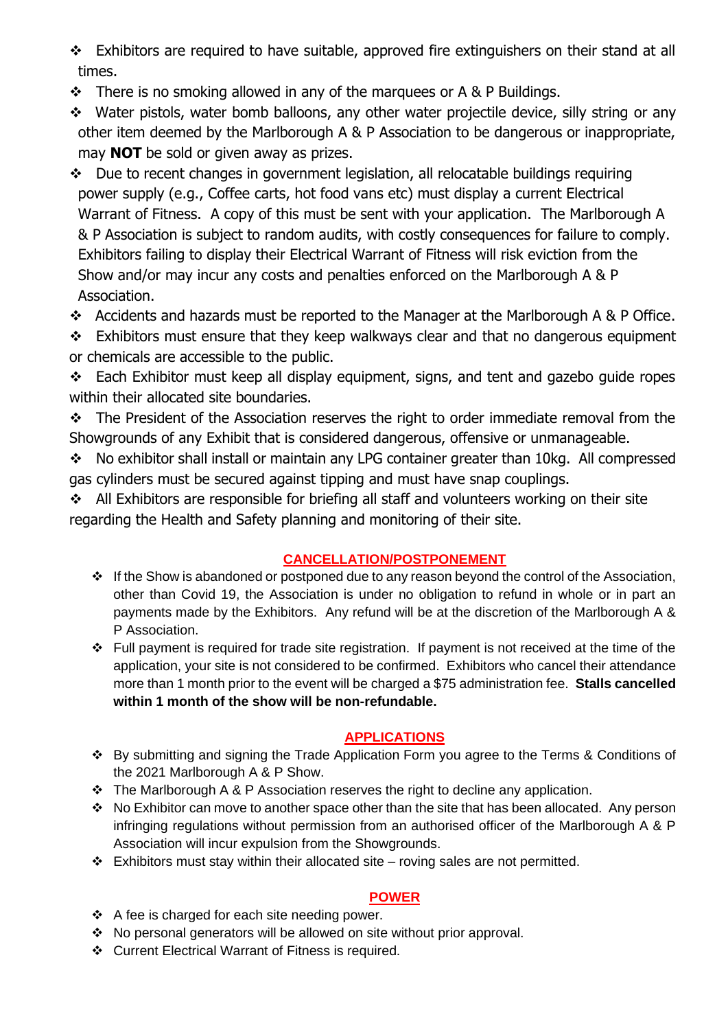- Exhibitors are required to have suitable, approved fire extinguishers on their stand at all times.
- There is no smoking allowed in any of the marquees or A & P Buildings.
- Water pistols, water bomb balloons, any other water projectile device, silly string or any other item deemed by the Marlborough A & P Association to be dangerous or inappropriate, may **NOT** be sold or given away as prizes.
- Due to recent changes in government legislation, all relocatable buildings requiring power supply (e.g., Coffee carts, hot food vans etc) must display a current Electrical Warrant of Fitness. A copy of this must be sent with your application. The Marlborough A & P Association is subject to random audits, with costly consequences for failure to comply. Exhibitors failing to display their Electrical Warrant of Fitness will risk eviction from the Show and/or may incur any costs and penalties enforced on the Marlborough A & P Association.
- Accidents and hazards must be reported to the Manager at the Marlborough A & P Office.
- Exhibitors must ensure that they keep walkways clear and that no dangerous equipment or chemicals are accessible to the public.
- Each Exhibitor must keep all display equipment, signs, and tent and gazebo guide ropes within their allocated site boundaries.
- The President of the Association reserves the right to order immediate removal from the Showgrounds of any Exhibit that is considered dangerous, offensive or unmanageable.
- No exhibitor shall install or maintain any LPG container greater than 10kg. All compressed gas cylinders must be secured against tipping and must have snap couplings.
- All Exhibitors are responsible for briefing all staff and volunteers working on their site regarding the Health and Safety planning and monitoring of their site.

## CANCELLATION/POSTPONEMENT

- If the Show is abandoned or postponed due to any reason beyond the control of the Association, other than Covid 19, the Association is under no obligation to refund in whole or in part an payments made by the Exhibitors. Any refund will be at the discretion of the Marlborough A & P Association.
- Full payment is required for trade site registration. If payment is not received at the time of the application, your site is not considered to be confirmed. Exhibitors who cancel their attendance more than 1 month prior to the event will be charged a $75 administration fee. **Stalls cancelled within 1 month of the show will be non-refundable.**

## APPLICATIONS

- By submitting and signing the Trade Application Form you agree to the Terms & Conditions of the 2021 Marlborough A & P Show.
- The Marlborough A & P Association reserves the right to decline any application.
- No Exhibitor can move to another space other than the site that has been allocated. Any person infringing regulations without permission from an authorised officer of the Marlborough A & P Association will incur expulsion from the Showgrounds.
- Exhibitors must stay within their allocated site – roving sales are not permitted.

## POWER

- A fee is charged for each site needing power.
- No personal generators will be allowed on site without prior approval.
- Current Electrical Warrant of Fitness is required.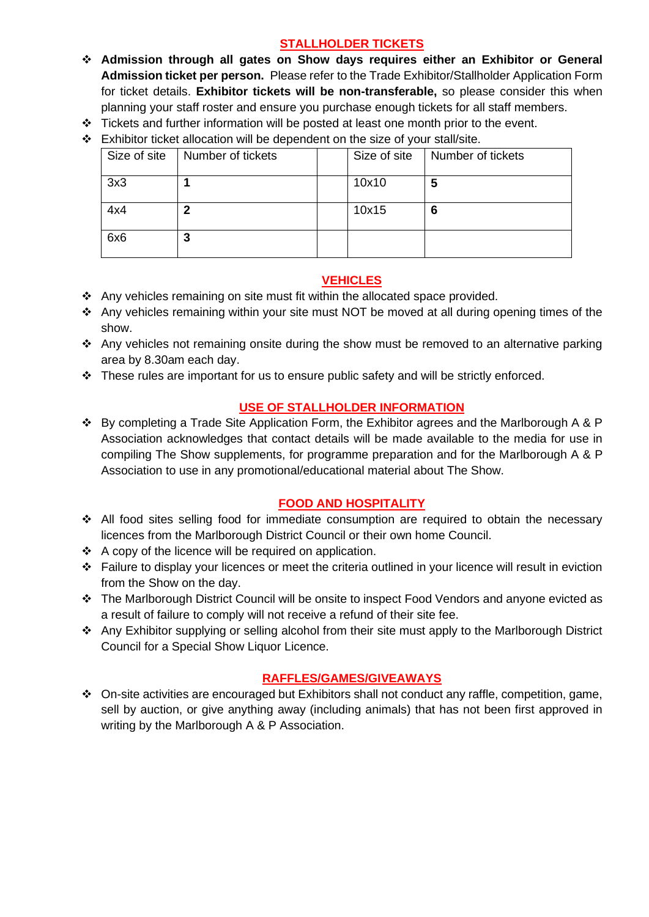## STALLHOLDER TICKETS

- **Admission through all gates on Show days requires either an Exhibitor or General Admission ticket per person.** Please refer to the Trade Exhibitor/Stallholder Application Form for ticket details. **Exhibitor tickets will be non-transferable,** so please consider this when planning your staff roster and ensure you purchase enough tickets for all staff members.
- Tickets and further information will be posted at least one month prior to the event.
- Exhibitor ticket allocation will be dependent on the size of your stall/site.

| Size of site | Number of tickets | | Size of site | Number of tickets |
|---|---|---|---|---|
| 3x3 | **1** | | 10x10 | **5** |
| 4x4 | **2** | | 10x15 | **6** |
| 6x6 | **3** | | | |

## VEHICLES

- Any vehicles remaining on site must fit within the allocated space provided.
- Any vehicles remaining within your site must NOT be moved at all during opening times of the show.
- Any vehicles not remaining onsite during the show must be removed to an alternative parking area by 8.30am each day.
- These rules are important for us to ensure public safety and will be strictly enforced.

## USE OF STALLHOLDER INFORMATION

- By completing a Trade Site Application Form, the Exhibitor agrees and the Marlborough A & P Association acknowledges that contact details will be made available to the media for use in compiling The Show supplements, for programme preparation and for the Marlborough A & P Association to use in any promotional/educational material about The Show.

## FOOD AND HOSPITALITY

- All food sites selling food for immediate consumption are required to obtain the necessary licences from the Marlborough District Council or their own home Council.
- A copy of the licence will be required on application.
- Failure to display your licences or meet the criteria outlined in your licence will result in eviction from the Show on the day.
- The Marlborough District Council will be onsite to inspect Food Vendors and anyone evicted as a result of failure to comply will not receive a refund of their site fee.
- Any Exhibitor supplying or selling alcohol from their site must apply to the Marlborough District Council for a Special Show Liquor Licence.

## RAFFLES/GAMES/GIVEAWAYS

- On-site activities are encouraged but Exhibitors shall not conduct any raffle, competition, game, sell by auction, or give anything away (including animals) that has not been first approved in writing by the Marlborough A & P Association.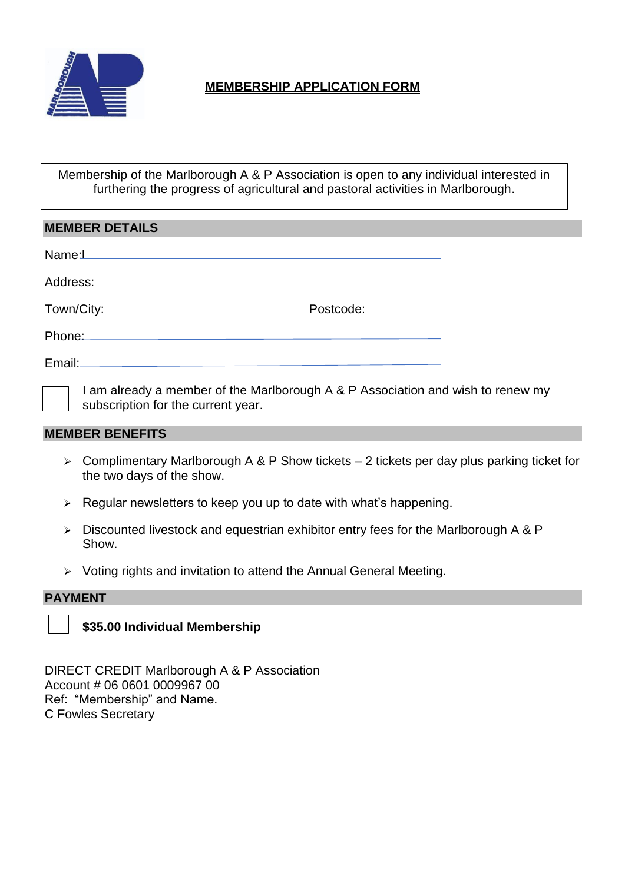# MEMBERSHIP APPLICATION FORM

Membership of the Marlborough A & P Association is open to any individual interested in furthering the progress of agricultural and pastoral activities in Marlborough.

## MEMBER DETAILS

Name: ______________________________

Address: ______________________________

Town/City: ____________________ Postcode: __________

Phone: ______________________________

Email: ______________________________

☐ I am already a member of the Marlborough A & P Association and wish to renew my subscription for the current year.

## MEMBER BENEFITS

- Complimentary Marlborough A & P Show tickets – 2 tickets per day plus parking ticket for the two days of the show.
- Regular newsletters to keep you up to date with what's happening.
- Discounted livestock and equestrian exhibitor entry fees for the Marlborough A & P Show.
- Voting rights and invitation to attend the Annual General Meeting.

## PAYMENT

☐ **$35.00 Individual Membership**

DIRECT CREDIT Marlborough A & P Association
Account # 06 0601 0009967 00
Ref: "Membership" and Name.
C Fowles Secretary